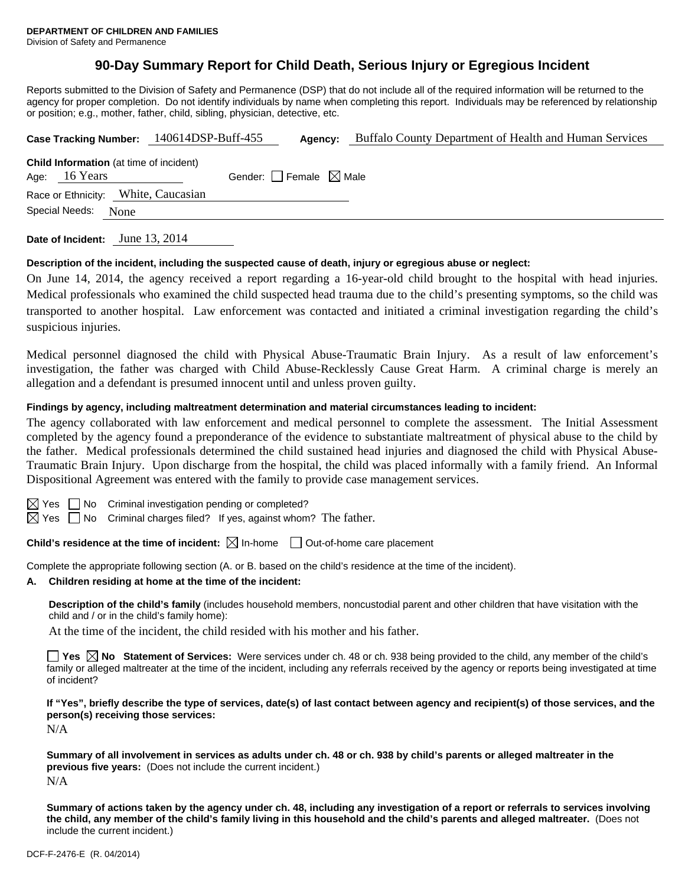**DEPARTMENT OF CHILDREN AND FAMILIES**
Division of Safety and Permanence

# 90-Day Summary Report for Child Death, Serious Injury or Egregious Incident

Reports submitted to the Division of Safety and Permanence (DSP) that do not include all of the required information will be returned to the agency for proper completion. Do not identify individuals by name when completing this report. Individuals may be referenced by relationship or position; e.g., mother, father, child, sibling, physician, detective, etc.

**Case Tracking Number:** 140614DSP-Buff-455 **Agency:** Buffalo County Department of Health and Human Services

**Child Information** (at time of incident)
Age: 16 Years Gender: ☐ Female ☒ Male
Race or Ethnicity: White, Caucasian
Special Needs: None

**Date of Incident:** June 13, 2014

**Description of the incident, including the suspected cause of death, injury or egregious abuse or neglect:**

On June 14, 2014, the agency received a report regarding a 16-year-old child brought to the hospital with head injuries. Medical professionals who examined the child suspected head trauma due to the child's presenting symptoms, so the child was transported to another hospital. Law enforcement was contacted and initiated a criminal investigation regarding the child's suspicious injuries.

Medical personnel diagnosed the child with Physical Abuse-Traumatic Brain Injury. As a result of law enforcement's investigation, the father was charged with Child Abuse-Recklessly Cause Great Harm. A criminal charge is merely an allegation and a defendant is presumed innocent until and unless proven guilty.

**Findings by agency, including maltreatment determination and material circumstances leading to incident:**

The agency collaborated with law enforcement and medical personnel to complete the assessment. The Initial Assessment completed by the agency found a preponderance of the evidence to substantiate maltreatment of physical abuse to the child by the father. Medical professionals determined the child sustained head injuries and diagnosed the child with Physical Abuse-Traumatic Brain Injury. Upon discharge from the hospital, the child was placed informally with a family friend. An Informal Dispositional Agreement was entered with the family to provide case management services.

☒ Yes ☐ No Criminal investigation pending or completed?
☒ Yes ☐ No Criminal charges filed? If yes, against whom? The father.

**Child's residence at the time of incident:** ☒ In-home ☐ Out-of-home care placement

Complete the appropriate following section (A. or B. based on the child's residence at the time of the incident).

**A. Children residing at home at the time of the incident:**

**Description of the child's family** (includes household members, noncustodial parent and other children that have visitation with the child and / or in the child's family home):

At the time of the incident, the child resided with his mother and his father.

☐ **Yes** ☒ **No Statement of Services:** Were services under ch. 48 or ch. 938 being provided to the child, any member of the child's family or alleged maltreater at the time of the incident, including any referrals received by the agency or reports being investigated at time of incident?

**If "Yes", briefly describe the type of services, date(s) of last contact between agency and recipient(s) of those services, and the person(s) receiving those services:**

N/A

**Summary of all involvement in services as adults under ch. 48 or ch. 938 by child's parents or alleged maltreater in the previous five years:** (Does not include the current incident.)

N/A

**Summary of actions taken by the agency under ch. 48, including any investigation of a report or referrals to services involving the child, any member of the child's family living in this household and the child's parents and alleged maltreater.** (Does not include the current incident.)

DCF-F-2476-E (R. 04/2014)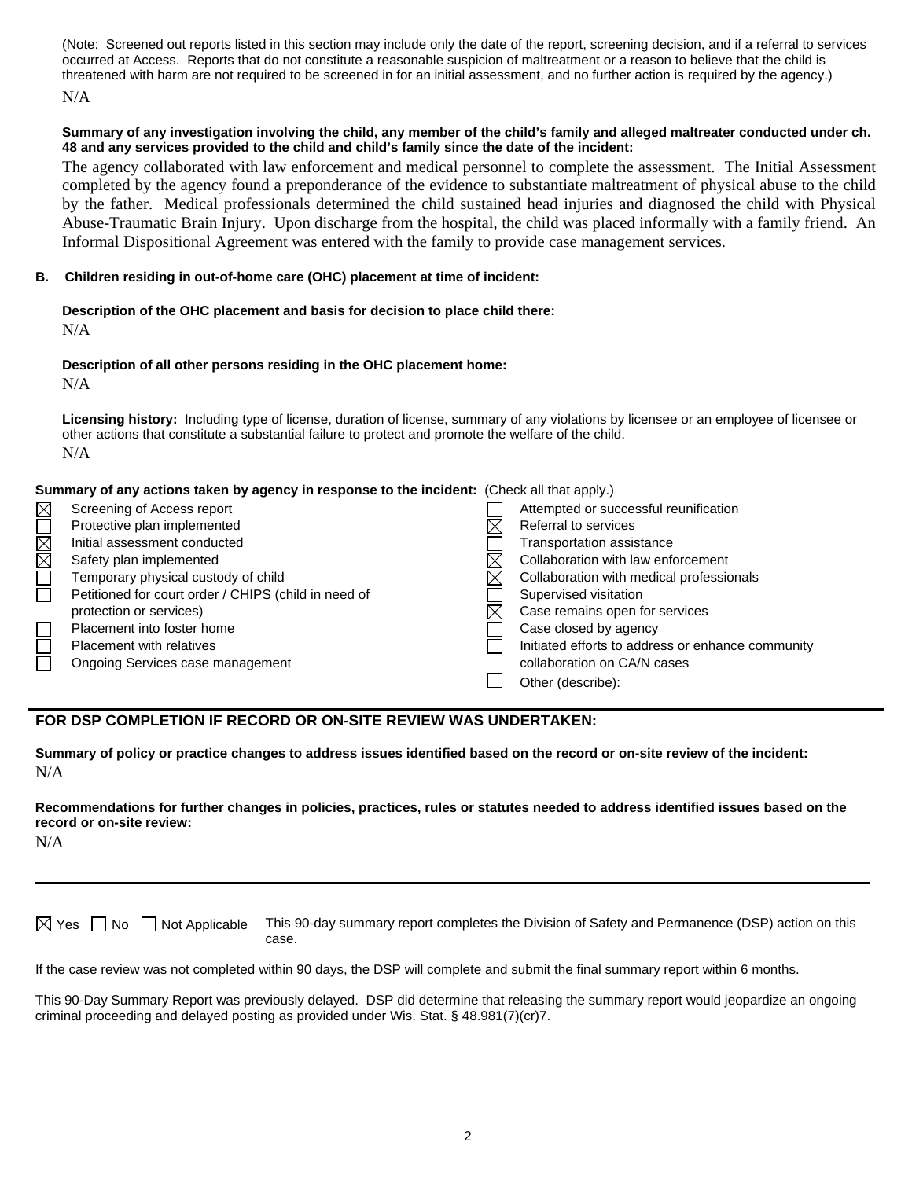(Note: Screened out reports listed in this section may include only the date of the report, screening decision, and if a referral to services occurred at Access. Reports that do not constitute a reasonable suspicion of maltreatment or a reason to believe that the child is threatened with harm are not required to be screened in for an initial assessment, and no further action is required by the agency.)

N/A

**Summary of any investigation involving the child, any member of the child's family and alleged maltreater conducted under ch. 48 and any services provided to the child and child's family since the date of the incident:**

The agency collaborated with law enforcement and medical personnel to complete the assessment. The Initial Assessment completed by the agency found a preponderance of the evidence to substantiate maltreatment of physical abuse to the child by the father. Medical professionals determined the child sustained head injuries and diagnosed the child with Physical Abuse-Traumatic Brain Injury. Upon discharge from the hospital, the child was placed informally with a family friend. An Informal Dispositional Agreement was entered with the family to provide case management services.

**B. Children residing in out-of-home care (OHC) placement at time of incident:**

**Description of the OHC placement and basis for decision to place child there:**

N/A

**Description of all other persons residing in the OHC placement home:**

N/A

**Licensing history:** Including type of license, duration of license, summary of any violations by licensee or an employee of licensee or other actions that constitute a substantial failure to protect and promote the welfare of the child.

N/A

**Summary of any actions taken by agency in response to the incident:** (Check all that apply.)

- ☒ Screening of Access report
- ☐ Protective plan implemented
- ☒ Initial assessment conducted
- ☒ Safety plan implemented
- ☐ Temporary physical custody of child
- ☐ Petitioned for court order / CHIPS (child in need of protection or services)
- ☐ Placement into foster home
- ☐ Placement with relatives
- ☐ Ongoing Services case management
- ☐ Attempted or successful reunification
- ☒ Referral to services
- ☐ Transportation assistance
- ☒ Collaboration with law enforcement
- ☒ Collaboration with medical professionals
- ☐ Supervised visitation
- ☒ Case remains open for services
- ☐ Case closed by agency
- ☐ Initiated efforts to address or enhance community collaboration on CA/N cases
- ☐ Other (describe):

## FOR DSP COMPLETION IF RECORD OR ON-SITE REVIEW WAS UNDERTAKEN:

**Summary of policy or practice changes to address issues identified based on the record or on-site review of the incident:**

N/A

**Recommendations for further changes in policies, practices, rules or statutes needed to address identified issues based on the record or on-site review:**

N/A

---

☒ Yes ☐ No ☐ Not Applicable This 90-day summary report completes the Division of Safety and Permanence (DSP) action on this case.

If the case review was not completed within 90 days, the DSP will complete and submit the final summary report within 6 months.

This 90-Day Summary Report was previously delayed. DSP did determine that releasing the summary report would jeopardize an ongoing criminal proceeding and delayed posting as provided under Wis. Stat. § 48.981(7)(cr)7.